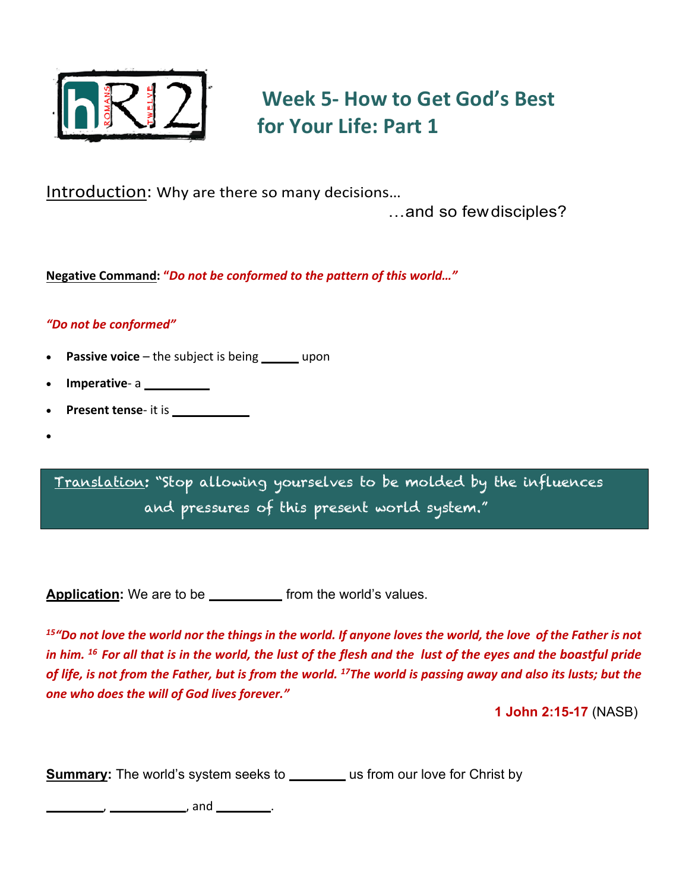# Week 5- How to Get God's Best for Your Life: Part 1

Introduction: Why are there so many decisions…

…and so few disciples?

**Negative Command:** ***"Do not be conformed to the pattern of this world…"***

***"Do not be conformed"***

- **Passive voice** – the subject is being ______ upon
- **Imperative**- a __________
- **Present tense**- it is ____________
-

Translation: "Stop allowing yourselves to be molded by the influences and pressures of this present world system."

**Application:** We are to be __________ from the world's values.

***[15] "Do not love the world nor the things in the world. If anyone loves the world, the love of the Father is not in him. [16] For all that is in the world, the lust of the flesh and the lust of the eyes and the boastful pride of life, is not from the Father, but is from the world. [17] The world is passing away and also its lusts; but the one who does the will of God lives forever."***

**1 John 2:15-17** (NASB)

**Summary:** The world's system seeks to ________ us from our love for Christ by

________, ___________, and ________.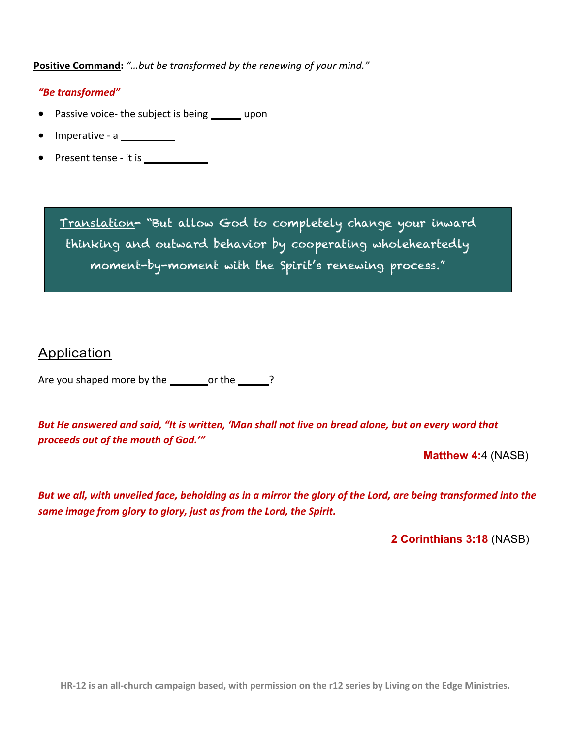**Positive Command:** *"…but be transformed by the renewing of your mind."*

***"Be transformed"***

- Passive voice- the subject is being ______ upon
- Imperative - a __________
- Present tense - it is ____________

> Translation- "But allow God to completely change your inward thinking and outward behavior by cooperating wholeheartedly moment-by-moment with the Spirit's renewing process."

## Application

Are you shaped more by the _______or the ______?

***But He answered and said, "It is written, 'Man shall not live on bread alone, but on every word that proceeds out of the mouth of God.'"***

**Matthew 4:**4 (NASB)

***But we all, with unveiled face, beholding as in a mirror the glory of the Lord, are being transformed into the same image from glory to glory, just as from the Lord, the Spirit.***

**2 Corinthians 3:18** (NASB)

**HR-12 is an all-church campaign based, with permission on the r12 series by Living on the Edge Ministries.**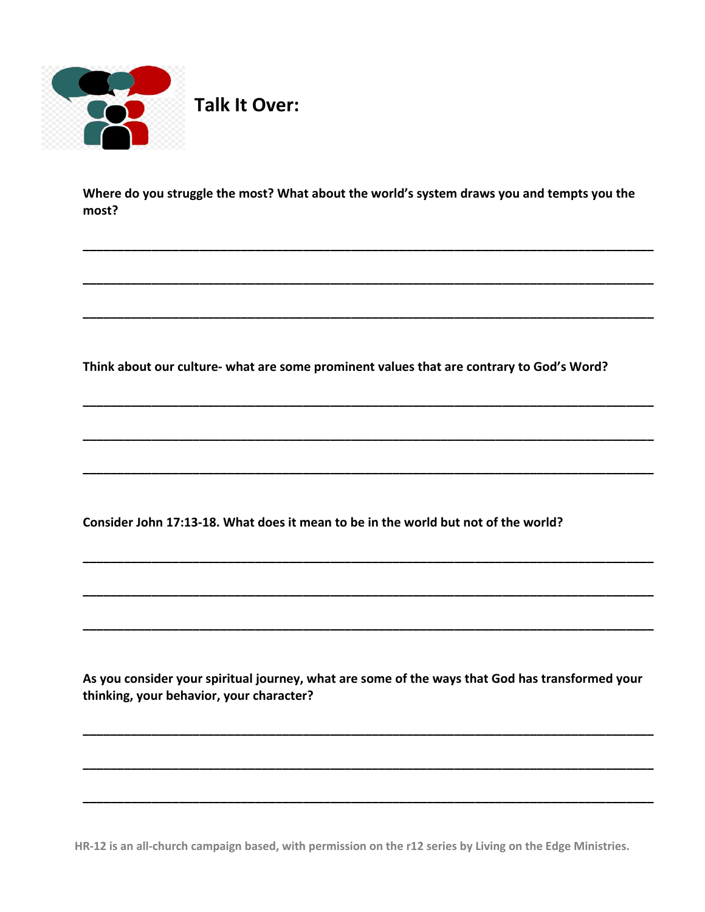## Talk It Over:

**Where do you struggle the most? What about the world's system draws you and tempts you the most?**

________________________________________________________________________________

________________________________________________________________________________

________________________________________________________________________________

**Think about our culture- what are some prominent values that are contrary to God's Word?**

________________________________________________________________________________

________________________________________________________________________________

________________________________________________________________________________

**Consider John 17:13-18. What does it mean to be in the world but not of the world?**

________________________________________________________________________________

________________________________________________________________________________

________________________________________________________________________________

**As you consider your spiritual journey, what are some of the ways that God has transformed your thinking, your behavior, your character?**

________________________________________________________________________________

________________________________________________________________________________

________________________________________________________________________________

**HR-12 is an all-church campaign based, with permission on the r12 series by Living on the Edge Ministries.**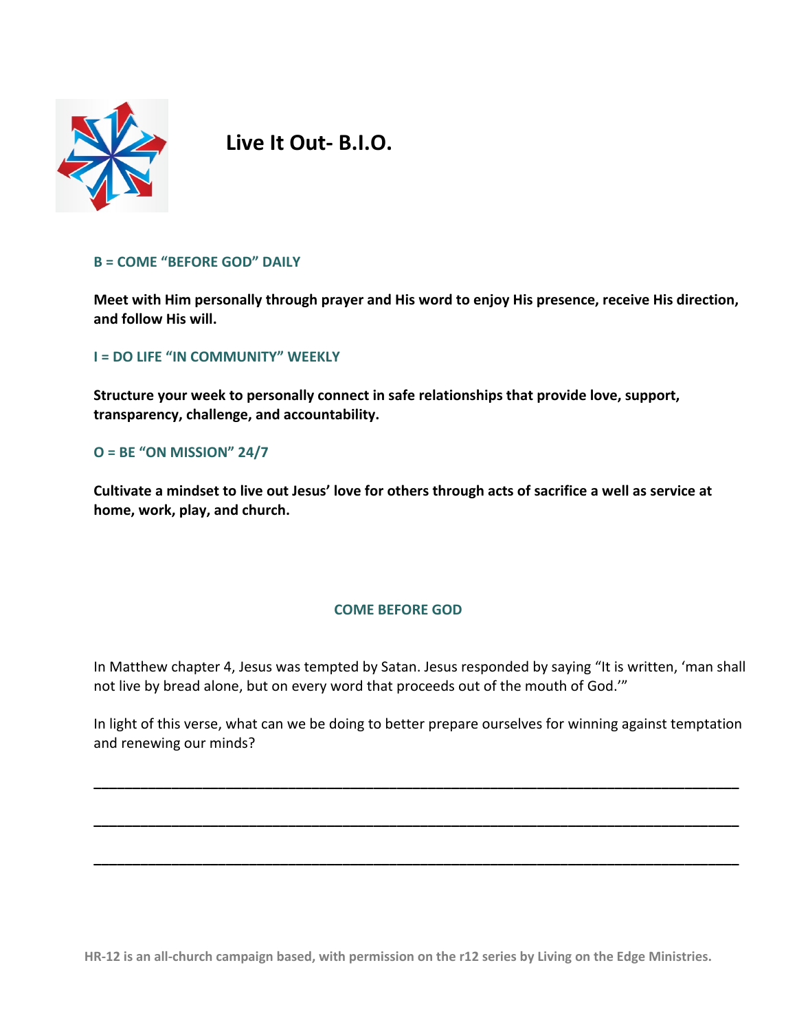# Live It Out- B.I.O.

**B = COME "BEFORE GOD" DAILY**

**Meet with Him personally through prayer and His word to enjoy His presence, receive His direction, and follow His will.**

**I = DO LIFE "IN COMMUNITY" WEEKLY**

**Structure your week to personally connect in safe relationships that provide love, support, transparency, challenge, and accountability.**

**O = BE "ON MISSION" 24/7**

**Cultivate a mindset to live out Jesus' love for others through acts of sacrifice a well as service at home, work, play, and church.**

## COME BEFORE GOD

In Matthew chapter 4, Jesus was tempted by Satan. Jesus responded by saying "It is written, 'man shall not live by bread alone, but on every word that proceeds out of the mouth of God.'"

In light of this verse, what can we be doing to better prepare ourselves for winning against temptation and renewing our minds?

\_\_\_\_\_\_\_\_\_\_\_\_\_\_\_\_\_\_\_\_\_\_\_\_\_\_\_\_\_\_\_\_\_\_\_\_\_\_\_\_\_\_\_\_\_\_\_\_\_\_\_\_\_\_\_\_\_\_\_\_\_\_\_\_\_\_\_\_\_\_\_\_\_\_\_\_

\_\_\_\_\_\_\_\_\_\_\_\_\_\_\_\_\_\_\_\_\_\_\_\_\_\_\_\_\_\_\_\_\_\_\_\_\_\_\_\_\_\_\_\_\_\_\_\_\_\_\_\_\_\_\_\_\_\_\_\_\_\_\_\_\_\_\_\_\_\_\_\_\_\_\_\_

\_\_\_\_\_\_\_\_\_\_\_\_\_\_\_\_\_\_\_\_\_\_\_\_\_\_\_\_\_\_\_\_\_\_\_\_\_\_\_\_\_\_\_\_\_\_\_\_\_\_\_\_\_\_\_\_\_\_\_\_\_\_\_\_\_\_\_\_\_\_\_\_\_\_\_\_

**HR-12 is an all-church campaign based, with permission on the r12 series by Living on the Edge Ministries.**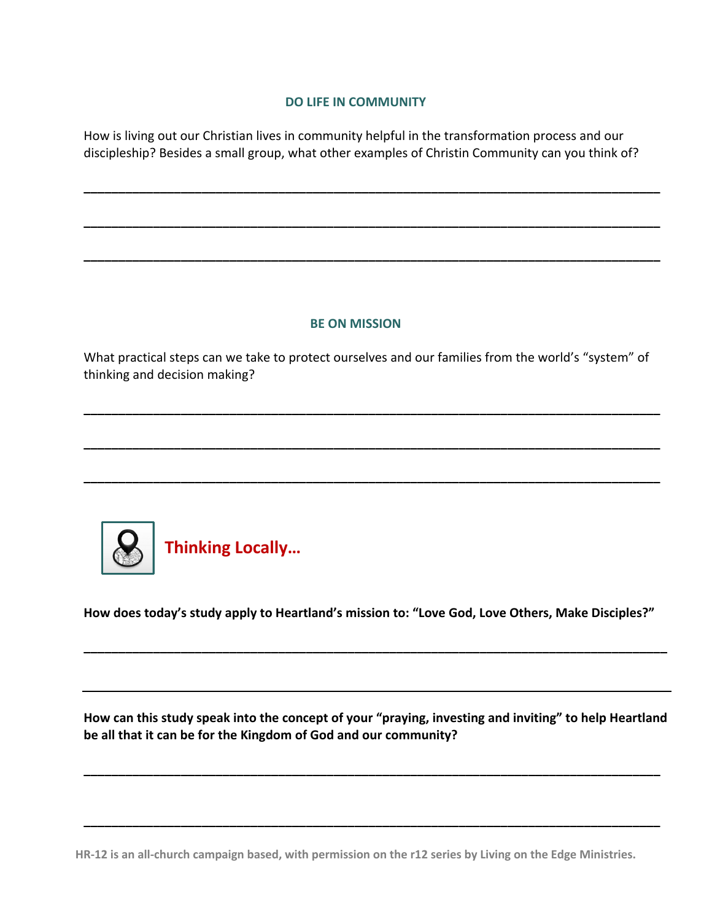## DO LIFE IN COMMUNITY

How is living out our Christian lives in community helpful in the transformation process and our discipleship? Besides a small group, what other examples of Christin Community can you think of?

______________________________________________________________________________

______________________________________________________________________________

______________________________________________________________________________

## BE ON MISSION

What practical steps can we take to protect ourselves and our families from the world's "system" of thinking and decision making?

______________________________________________________________________________

______________________________________________________________________________

______________________________________________________________________________

## Thinking Locally…

**How does today's study apply to Heartland's mission to: "Love God, Love Others, Make Disciples?"**

______________________________________________________________________________

______________________________________________________________________________

**How can this study speak into the concept of your "praying, investing and inviting" to help Heartland be all that it can be for the Kingdom of God and our community?**

______________________________________________________________________________

______________________________________________________________________________

**HR-12 is an all-church campaign based, with permission on the r12 series by Living on the Edge Ministries.**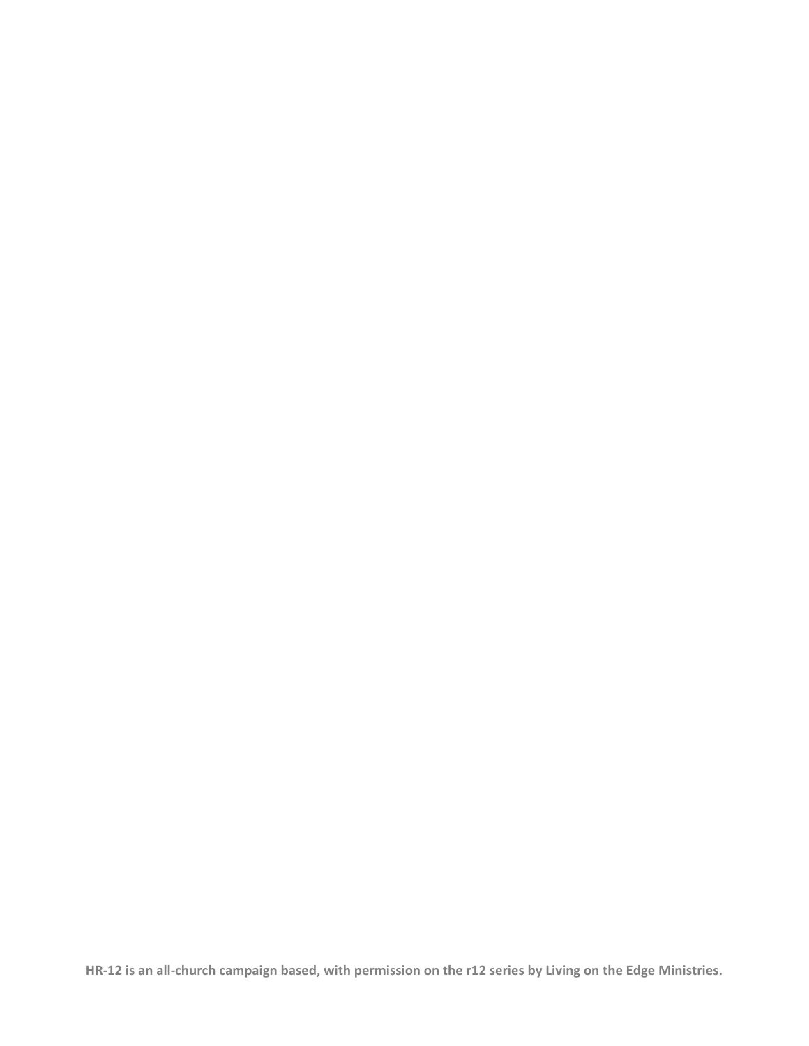**HR-12 is an all-church campaign based, with permission on the r12 series by Living on the Edge Ministries.**